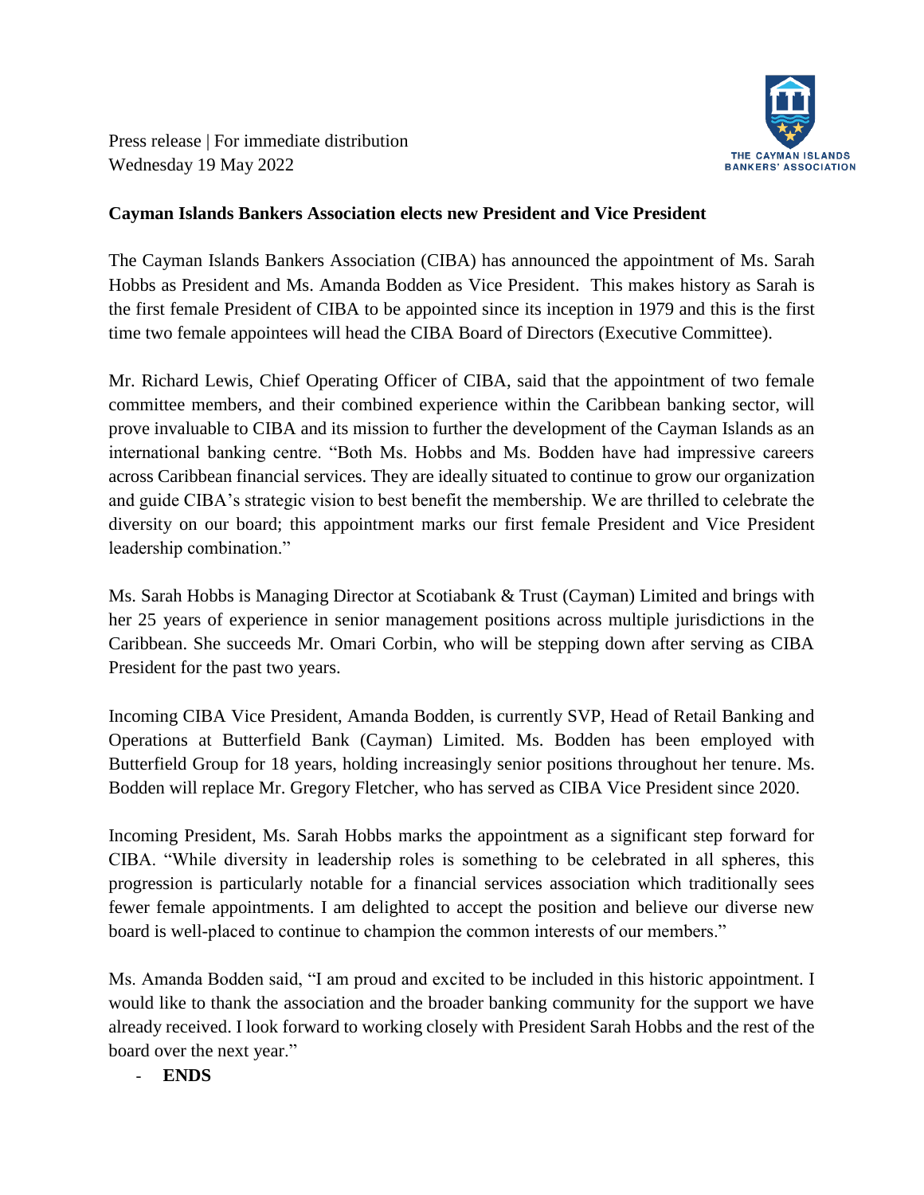Press release | For immediate distribution
Wednesday 19 May 2022

THE CAYMAN ISLANDS BANKERS' ASSOCIATION

**Cayman Islands Bankers Association elects new President and Vice President**

The Cayman Islands Bankers Association (CIBA) has announced the appointment of Ms. Sarah Hobbs as President and Ms. Amanda Bodden as Vice President. This makes history as Sarah is the first female President of CIBA to be appointed since its inception in 1979 and this is the first time two female appointees will head the CIBA Board of Directors (Executive Committee).

Mr. Richard Lewis, Chief Operating Officer of CIBA, said that the appointment of two female committee members, and their combined experience within the Caribbean banking sector, will prove invaluable to CIBA and its mission to further the development of the Cayman Islands as an international banking centre. "Both Ms. Hobbs and Ms. Bodden have had impressive careers across Caribbean financial services. They are ideally situated to continue to grow our organization and guide CIBA's strategic vision to best benefit the membership. We are thrilled to celebrate the diversity on our board; this appointment marks our first female President and Vice President leadership combination."

Ms. Sarah Hobbs is Managing Director at Scotiabank & Trust (Cayman) Limited and brings with her 25 years of experience in senior management positions across multiple jurisdictions in the Caribbean. She succeeds Mr. Omari Corbin, who will be stepping down after serving as CIBA President for the past two years.

Incoming CIBA Vice President, Amanda Bodden, is currently SVP, Head of Retail Banking and Operations at Butterfield Bank (Cayman) Limited. Ms. Bodden has been employed with Butterfield Group for 18 years, holding increasingly senior positions throughout her tenure. Ms. Bodden will replace Mr. Gregory Fletcher, who has served as CIBA Vice President since 2020.

Incoming President, Ms. Sarah Hobbs marks the appointment as a significant step forward for CIBA. "While diversity in leadership roles is something to be celebrated in all spheres, this progression is particularly notable for a financial services association which traditionally sees fewer female appointments. I am delighted to accept the position and believe our diverse new board is well-placed to continue to champion the common interests of our members."

Ms. Amanda Bodden said, "I am proud and excited to be included in this historic appointment. I would like to thank the association and the broader banking community for the support we have already received. I look forward to working closely with President Sarah Hobbs and the rest of the board over the next year."

- **ENDS**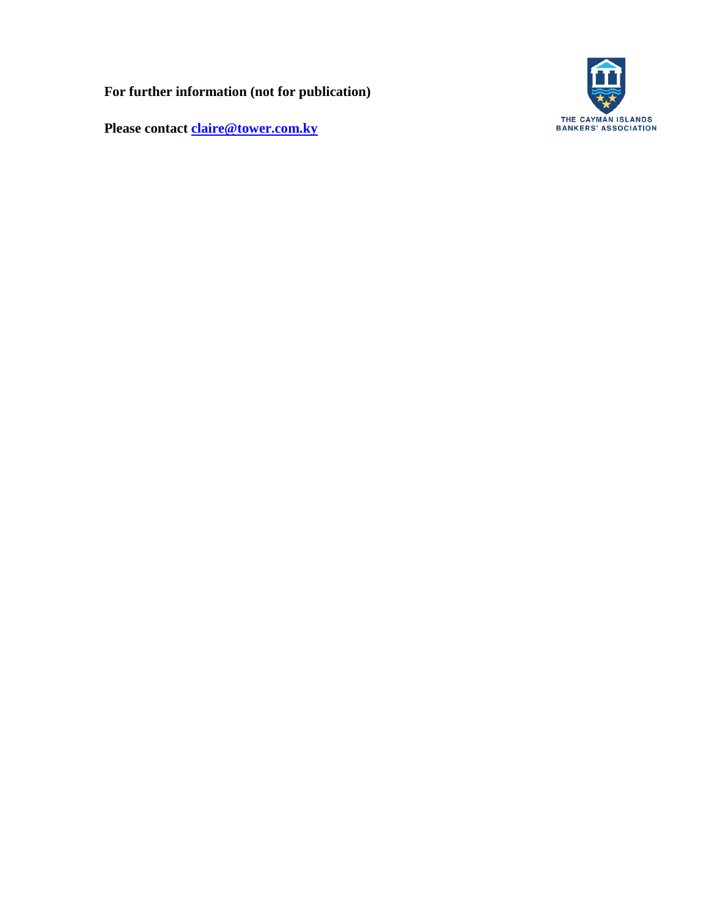**For further information (not for publication)**

**Please contact [claire@tower.com.ky](mailto:claire@tower.com.ky)**

THE CAYMAN ISLANDS BANKERS' ASSOCIATION